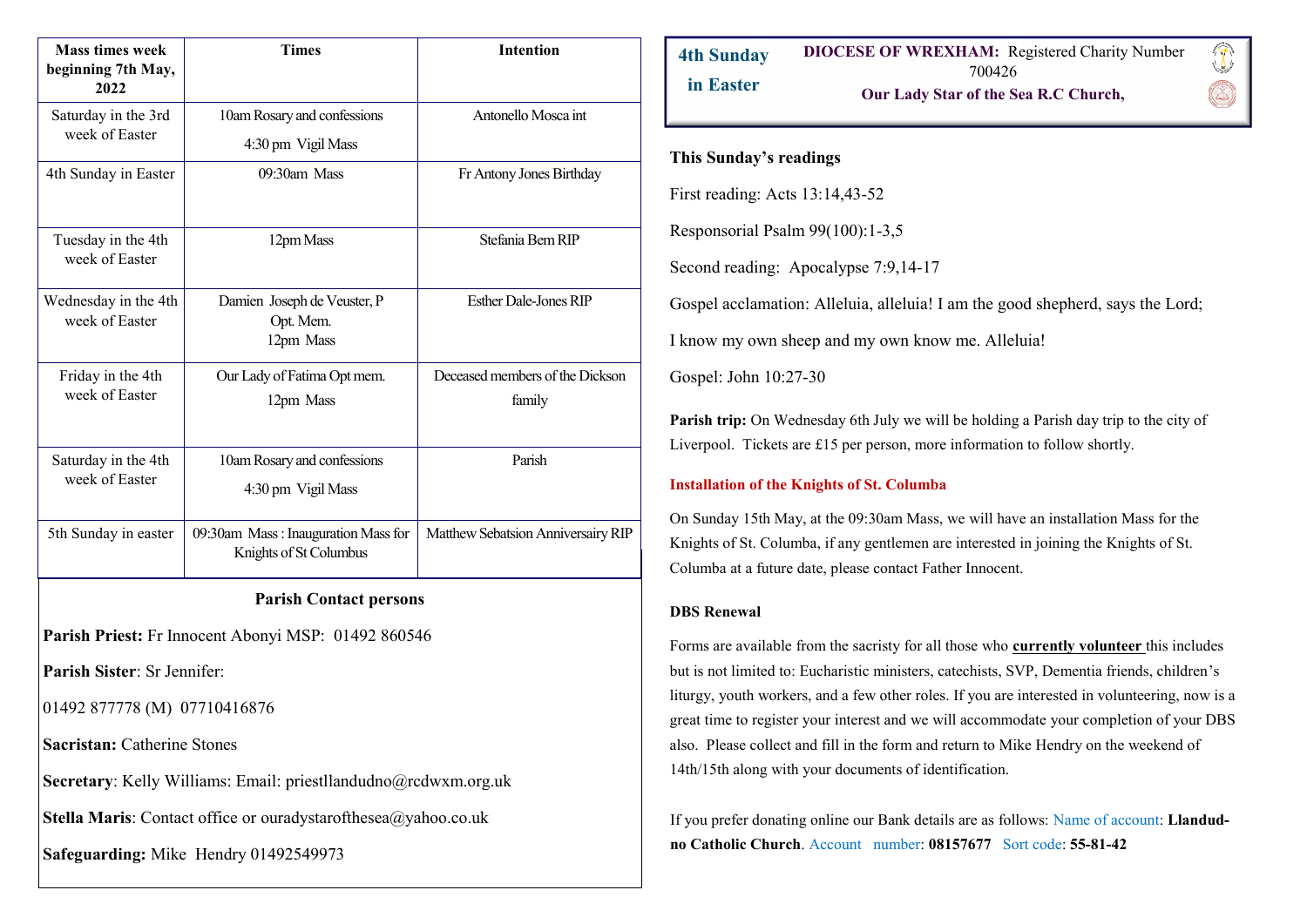| Mass times week beginning 7th May, 2022 | Times | Intention |
|---|---|---|
| Saturday in the 3rd week of Easter | 10am Rosary and confessions<br>4:30 pm Vigil Mass | Antonello Mosca int |
| 4th Sunday in Easter | 09:30am Mass | Fr Antony Jones Birthday |
| Tuesday in the 4th week of Easter | 12pm Mass | Stefania Bem RIP |
| Wednesday in the 4th week of Easter | Damien Joseph de Veuster, P Opt. Mem.<br>12pm Mass | Esther Dale-Jones RIP |
| Friday in the 4th week of Easter | Our Lady of Fatima Opt mem.<br>12pm Mass | Deceased members of the Dickson family |
| Saturday in the 4th week of Easter | 10am Rosary and confessions<br>4:30 pm Vigil Mass | Parish |
| 5th Sunday in easter | 09:30am Mass : Inauguration Mass for Knights of St Columbus | Matthew Sebatsion Anniversairy RIP |

**Parish Contact persons**

**Parish Priest:** Fr Innocent Abonyi MSP: 01492 860546

**Parish Sister**: Sr Jennifer:

01492 877778 (M) 07710416876

**Sacristan:** Catherine Stones

**Secretary**: Kelly Williams: Email: priestllandudno@rcdwxm.org.uk

**Stella Maris**: Contact office or ouradystarofthesea@yahoo.co.uk

**Safeguarding:** Mike Hendry 01492549973

**4th Sunday in Easter**

**DIOCESE OF WREXHAM:** Registered Charity Number 700426

**Our Lady Star of the Sea R.C Church,**

### This Sunday's readings

First reading: Acts 13:14,43-52

Responsorial Psalm 99(100):1-3,5

Second reading: Apocalypse 7:9,14-17

Gospel acclamation: Alleluia, alleluia! I am the good shepherd, says the Lord;

I know my own sheep and my own know me. Alleluia!

Gospel: John 10:27-30

**Parish trip:** On Wednesday 6th July we will be holding a Parish day trip to the city of Liverpool. Tickets are £15 per person, more information to follow shortly.

### Installation of the Knights of St. Columba

On Sunday 15th May, at the 09:30am Mass, we will have an installation Mass for the Knights of St. Columba, if any gentlemen are interested in joining the Knights of St. Columba at a future date, please contact Father Innocent.

### DBS Renewal

Forms are available from the sacristy for all those who **currently volunteer** this includes but is not limited to: Eucharistic ministers, catechists, SVP, Dementia friends, children's liturgy, youth workers, and a few other roles. If you are interested in volunteering, now is a great time to register your interest and we will accommodate your completion of your DBS also. Please collect and fill in the form and return to Mike Hendry on the weekend of 14th/15th along with your documents of identification.

If you prefer donating online our Bank details are as follows: Name of account: **Llandudno Catholic Church**. Account number: **08157677** Sort code: **55-81-42**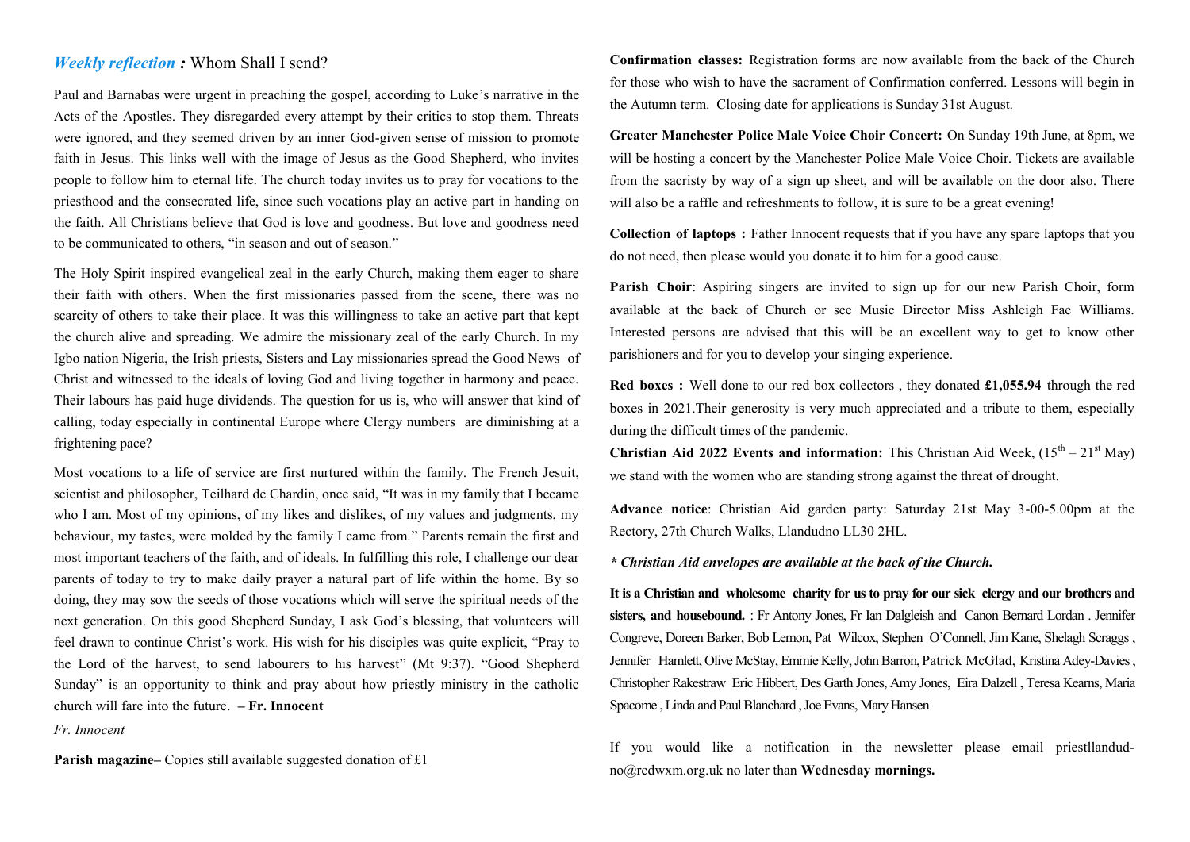## *Weekly reflection :* Whom Shall I send?

Paul and Barnabas were urgent in preaching the gospel, according to Luke's narrative in the Acts of the Apostles. They disregarded every attempt by their critics to stop them. Threats were ignored, and they seemed driven by an inner God-given sense of mission to promote faith in Jesus. This links well with the image of Jesus as the Good Shepherd, who invites people to follow him to eternal life. The church today invites us to pray for vocations to the priesthood and the consecrated life, since such vocations play an active part in handing on the faith. All Christians believe that God is love and goodness. But love and goodness need to be communicated to others, "in season and out of season."

The Holy Spirit inspired evangelical zeal in the early Church, making them eager to share their faith with others. When the first missionaries passed from the scene, there was no scarcity of others to take their place. It was this willingness to take an active part that kept the church alive and spreading. We admire the missionary zeal of the early Church. In my Igbo nation Nigeria, the Irish priests, Sisters and Lay missionaries spread the Good News of Christ and witnessed to the ideals of loving God and living together in harmony and peace. Their labours has paid huge dividends. The question for us is, who will answer that kind of calling, today especially in continental Europe where Clergy numbers are diminishing at a frightening pace?

Most vocations to a life of service are first nurtured within the family. The French Jesuit, scientist and philosopher, Teilhard de Chardin, once said, "It was in my family that I became who I am. Most of my opinions, of my likes and dislikes, of my values and judgments, my behaviour, my tastes, were molded by the family I came from." Parents remain the first and most important teachers of the faith, and of ideals. In fulfilling this role, I challenge our dear parents of today to try to make daily prayer a natural part of life within the home. By so doing, they may sow the seeds of those vocations which will serve the spiritual needs of the next generation. On this good Shepherd Sunday, I ask God's blessing, that volunteers will feel drawn to continue Christ's work. His wish for his disciples was quite explicit, "Pray to the Lord of the harvest, to send labourers to his harvest" (Mt 9:37). "Good Shepherd Sunday" is an opportunity to think and pray about how priestly ministry in the catholic church will fare into the future. **– Fr. Innocent**

*Fr. Innocent*

**Parish magazine–** Copies still available suggested donation of £1

**Confirmation classes:** Registration forms are now available from the back of the Church for those who wish to have the sacrament of Confirmation conferred. Lessons will begin in the Autumn term. Closing date for applications is Sunday 31st August.

**Greater Manchester Police Male Voice Choir Concert:** On Sunday 19th June, at 8pm, we will be hosting a concert by the Manchester Police Male Voice Choir. Tickets are available from the sacristy by way of a sign up sheet, and will be available on the door also. There will also be a raffle and refreshments to follow, it is sure to be a great evening!

**Collection of laptops :** Father Innocent requests that if you have any spare laptops that you do not need, then please would you donate it to him for a good cause.

**Parish Choir**: Aspiring singers are invited to sign up for our new Parish Choir, form available at the back of Church or see Music Director Miss Ashleigh Fae Williams. Interested persons are advised that this will be an excellent way to get to know other parishioners and for you to develop your singing experience.

**Red boxes :** Well done to our red box collectors , they donated **£1,055.94** through the red boxes in 2021.Their generosity is very much appreciated and a tribute to them, especially during the difficult times of the pandemic.

**Christian Aid 2022 Events and information:** This Christian Aid Week, (15th – 21st May) we stand with the women who are standing strong against the threat of drought.

**Advance notice**: Christian Aid garden party: Saturday 21st May 3-00-5.00pm at the Rectory, 27th Church Walks, Llandudno LL30 2HL.

***\* Christian Aid envelopes are available at the back of the Church.***

**It is a Christian and wholesome charity for us to pray for our sick clergy and our brothers and sisters, and housebound.** : Fr Antony Jones, Fr Ian Dalgleish and Canon Bernard Lordan . Jennifer Congreve, Doreen Barker, Bob Lemon, Pat Wilcox, Stephen O'Connell, Jim Kane, Shelagh Scraggs , Jennifer Hamlett, Olive McStay, Emmie Kelly, John Barron, Patrick McGlad, Kristina Adey-Davies , Christopher Rakestraw Eric Hibbert, Des Garth Jones, Amy Jones, Eira Dalzell , Teresa Kearns, Maria Spacome , Linda and Paul Blanchard , Joe Evans, Mary Hansen

If you would like a notification in the newsletter please email priestllandudno@rcdwxm.org.uk no later than **Wednesday mornings.**